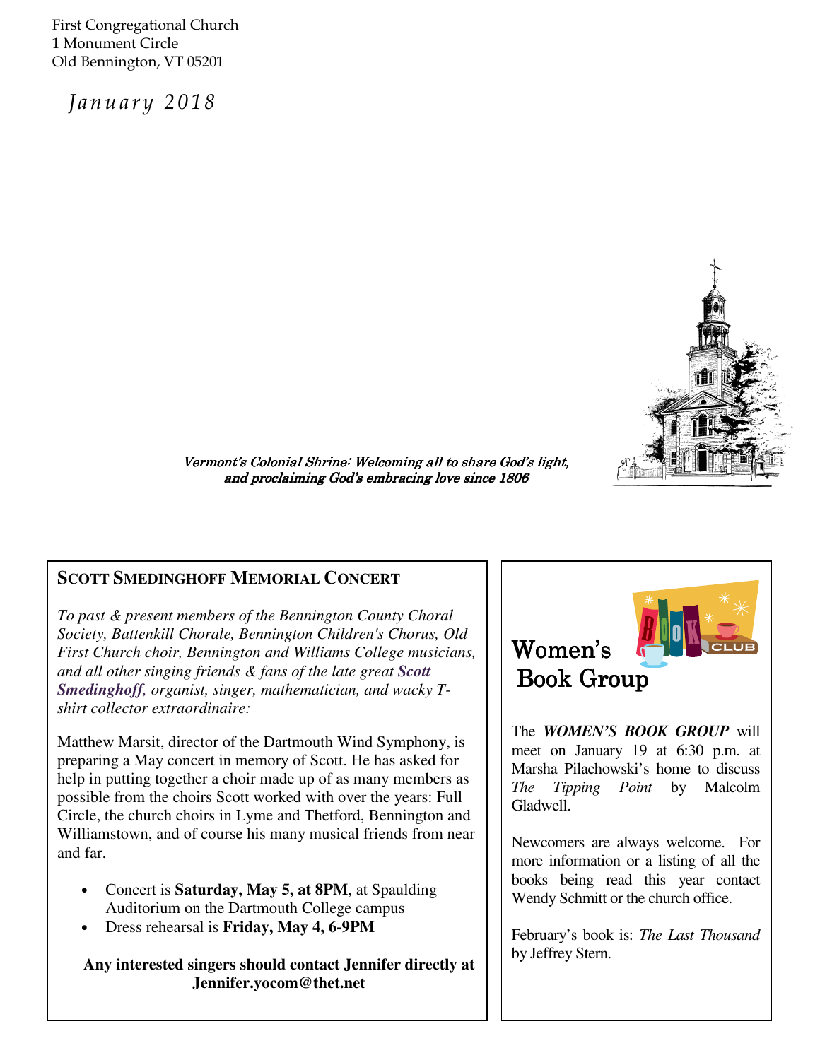First Congregational Church
1 Monument Circle
Old Bennington, VT 05201

*January 2018*

*Vermont's Colonial Shrine: Welcoming all to share God's light, and proclaiming God's embracing love since 1806*

## SCOTT SMEDINGHOFF MEMORIAL CONCERT

*To past & present members of the Bennington County Choral Society, Battenkill Chorale, Bennington Children's Chorus, Old First Church choir, Bennington and Williams College musicians, and all other singing friends & fans of the late great* ***Scott Smedinghoff****, organist, singer, mathematician, and wacky T-shirt collector extraordinaire:*

Matthew Marsit, director of the Dartmouth Wind Symphony, is preparing a May concert in memory of Scott. He has asked for help in putting together a choir made up of as many members as possible from the choirs Scott worked with over the years: Full Circle, the church choirs in Lyme and Thetford, Bennington and Williamstown, and of course his many musical friends from near and far.

- Concert is **Saturday, May 5, at 8PM**, at Spaulding Auditorium on the Dartmouth College campus
- Dress rehearsal is **Friday, May 4, 6-9PM**

**Any interested singers should contact Jennifer directly at Jennifer.yocom@thet.net**

## Women's Book Group

The ***WOMEN'S BOOK GROUP*** will meet on January 19 at 6:30 p.m. at Marsha Pilachowski's home to discuss *The Tipping Point* by Malcolm Gladwell.

Newcomers are always welcome. For more information or a listing of all the books being read this year contact Wendy Schmitt or the church office.

February's book is: *The Last Thousand* by Jeffrey Stern.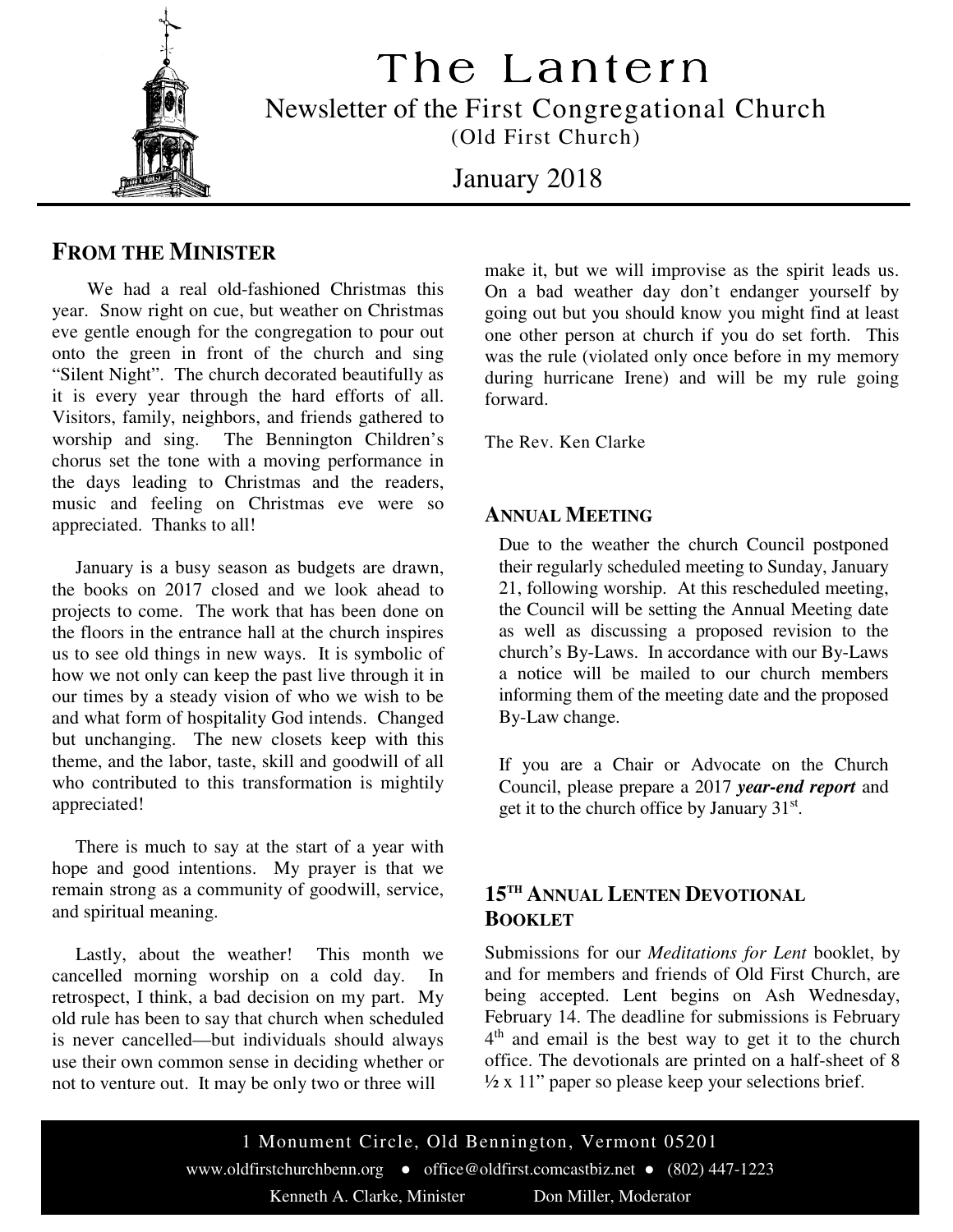# The Lantern

Newsletter of the First Congregational Church
(Old First Church)

January 2018

## FROM THE MINISTER

We had a real old-fashioned Christmas this year. Snow right on cue, but weather on Christmas eve gentle enough for the congregation to pour out onto the green in front of the church and sing "Silent Night". The church decorated beautifully as it is every year through the hard efforts of all. Visitors, family, neighbors, and friends gathered to worship and sing. The Bennington Children's chorus set the tone with a moving performance in the days leading to Christmas and the readers, music and feeling on Christmas eve were so appreciated. Thanks to all!

January is a busy season as budgets are drawn, the books on 2017 closed and we look ahead to projects to come. The work that has been done on the floors in the entrance hall at the church inspires us to see old things in new ways. It is symbolic of how we not only can keep the past live through it in our times by a steady vision of who we wish to be and what form of hospitality God intends. Changed but unchanging. The new closets keep with this theme, and the labor, taste, skill and goodwill of all who contributed to this transformation is mightily appreciated!

There is much to say at the start of a year with hope and good intentions. My prayer is that we remain strong as a community of goodwill, service, and spiritual meaning.

Lastly, about the weather! This month we cancelled morning worship on a cold day. In retrospect, I think, a bad decision on my part. My old rule has been to say that church when scheduled is never cancelled—but individuals should always use their own common sense in deciding whether or not to venture out. It may be only two or three will make it, but we will improvise as the spirit leads us. On a bad weather day don't endanger yourself by going out but you should know you might find at least one other person at church if you do set forth. This was the rule (violated only once before in my memory during hurricane Irene) and will be my rule going forward.

The Rev. Ken Clarke

## ANNUAL MEETING

Due to the weather the church Council postponed their regularly scheduled meeting to Sunday, January 21, following worship. At this rescheduled meeting, the Council will be setting the Annual Meeting date as well as discussing a proposed revision to the church's By-Laws. In accordance with our By-Laws a notice will be mailed to our church members informing them of the meeting date and the proposed By-Law change.

If you are a Chair or Advocate on the Church Council, please prepare a 2017 ***year-end report*** and get it to the church office by January 31st.

## 15TH ANNUAL LENTEN DEVOTIONAL BOOKLET

Submissions for our *Meditations for Lent* booklet, by and for members and friends of Old First Church, are being accepted. Lent begins on Ash Wednesday, February 14. The deadline for submissions is February 4th and email is the best way to get it to the church office. The devotionals are printed on a half-sheet of 8 ½ x 11" paper so please keep your selections brief.

1 Monument Circle, Old Bennington, Vermont 05201

www.oldfirstchurchbenn.org ● office@oldfirst.comcastbiz.net ● (802) 447-1223

Kenneth A. Clarke, Minister — Don Miller, Moderator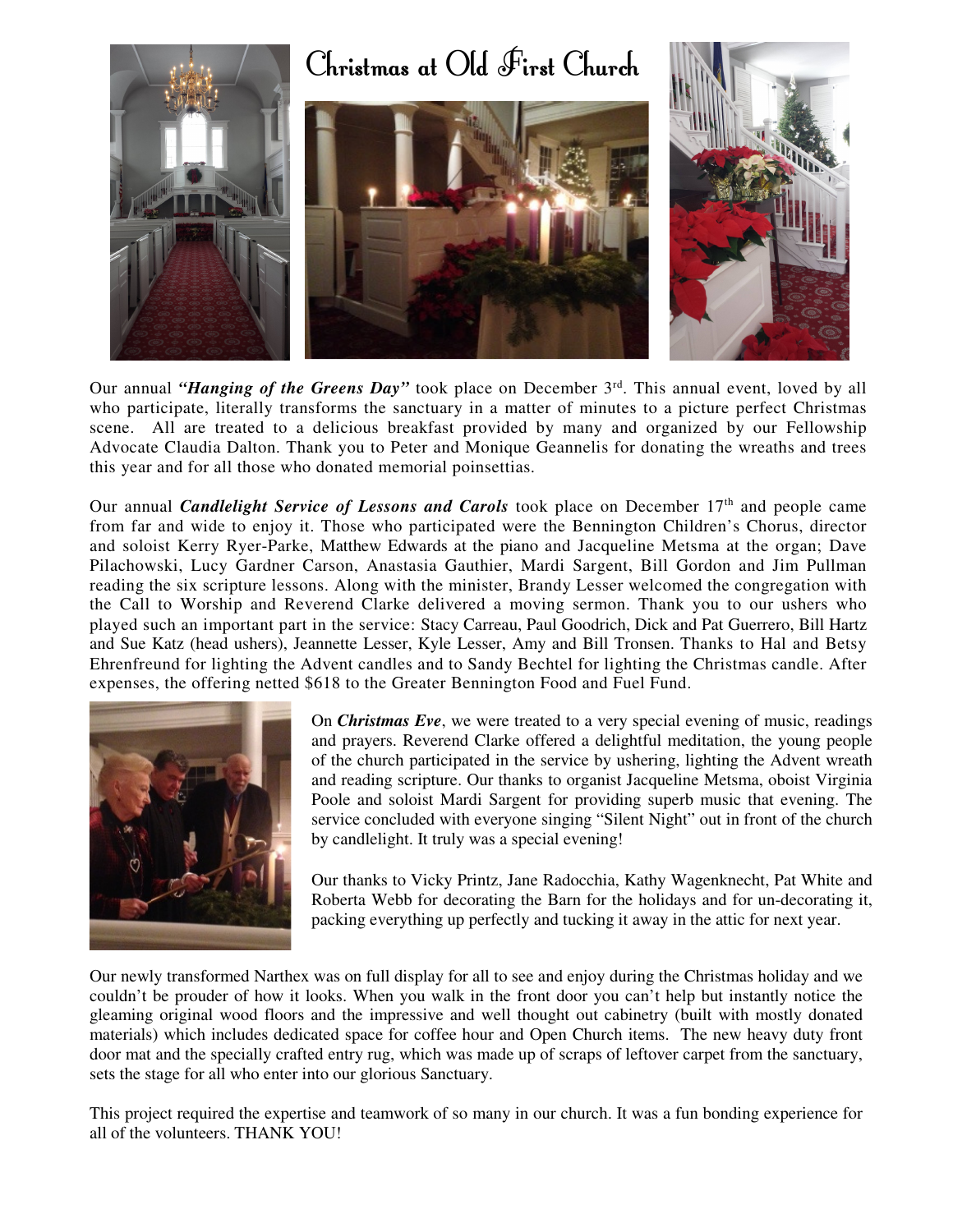# Christmas at Old First Church

Our annual ***"Hanging of the Greens Day"*** took place on December 3rd. This annual event, loved by all who participate, literally transforms the sanctuary in a matter of minutes to a picture perfect Christmas scene. All are treated to a delicious breakfast provided by many and organized by our Fellowship Advocate Claudia Dalton. Thank you to Peter and Monique Geannelis for donating the wreaths and trees this year and for all those who donated memorial poinsettias.

Our annual ***Candlelight Service of Lessons and Carols*** took place on December 17th and people came from far and wide to enjoy it. Those who participated were the Bennington Children's Chorus, director and soloist Kerry Ryer-Parke, Matthew Edwards at the piano and Jacqueline Metsma at the organ; Dave Pilachowski, Lucy Gardner Carson, Anastasia Gauthier, Mardi Sargent, Bill Gordon and Jim Pullman reading the six scripture lessons. Along with the minister, Brandy Lesser welcomed the congregation with the Call to Worship and Reverend Clarke delivered a moving sermon. Thank you to our ushers who played such an important part in the service: Stacy Carreau, Paul Goodrich, Dick and Pat Guerrero, Bill Hartz and Sue Katz (head ushers), Jeannette Lesser, Kyle Lesser, Amy and Bill Tronsen. Thanks to Hal and Betsy Ehrenfreund for lighting the Advent candles and to Sandy Bechtel for lighting the Christmas candle. After expenses, the offering netted $618 to the Greater Bennington Food and Fuel Fund.

On ***Christmas Eve***, we were treated to a very special evening of music, readings and prayers. Reverend Clarke offered a delightful meditation, the young people of the church participated in the service by ushering, lighting the Advent wreath and reading scripture. Our thanks to organist Jacqueline Metsma, oboist Virginia Poole and soloist Mardi Sargent for providing superb music that evening. The service concluded with everyone singing "Silent Night" out in front of the church by candlelight. It truly was a special evening!

Our thanks to Vicky Printz, Jane Radocchia, Kathy Wagenknecht, Pat White and Roberta Webb for decorating the Barn for the holidays and for un-decorating it, packing everything up perfectly and tucking it away in the attic for next year.

Our newly transformed Narthex was on full display for all to see and enjoy during the Christmas holiday and we couldn't be prouder of how it looks. When you walk in the front door you can't help but instantly notice the gleaming original wood floors and the impressive and well thought out cabinetry (built with mostly donated materials) which includes dedicated space for coffee hour and Open Church items. The new heavy duty front door mat and the specially crafted entry rug, which was made up of scraps of leftover carpet from the sanctuary, sets the stage for all who enter into our glorious Sanctuary.

This project required the expertise and teamwork of so many in our church. It was a fun bonding experience for all of the volunteers. THANK YOU!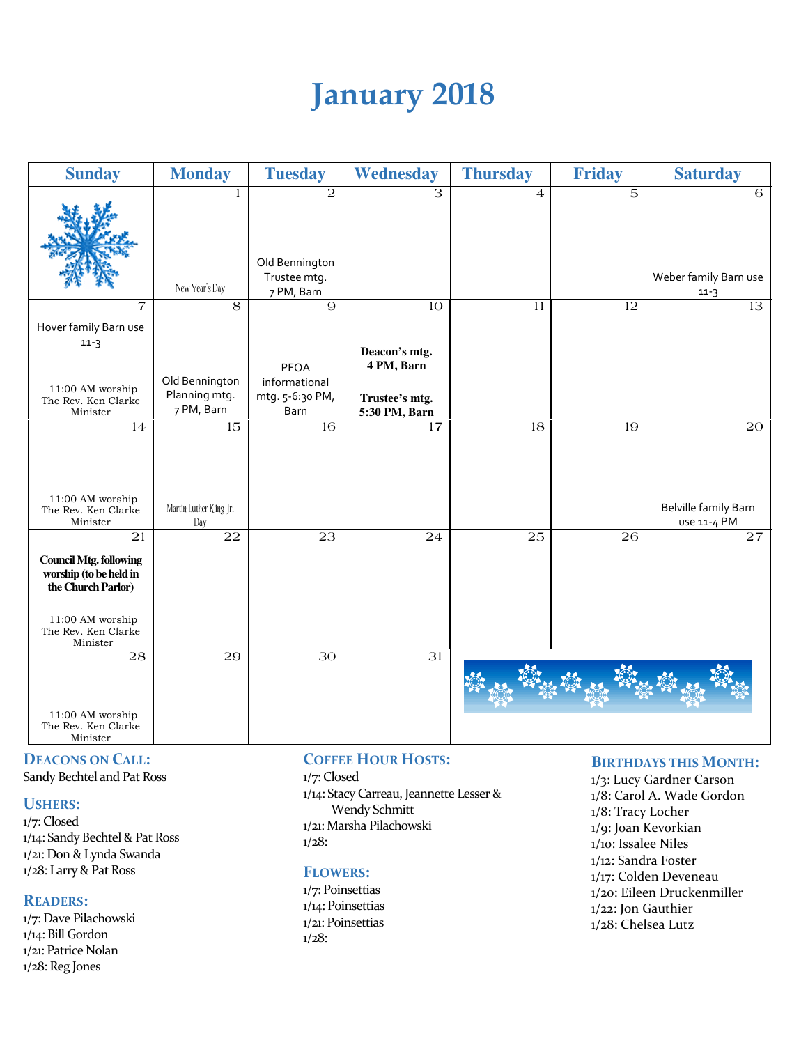# January 2018

| Sunday | Monday | Tuesday | Wednesday | Thursday | Friday | Saturday |
|---|---|---|---|---|---|---|
| | 1<br>New Year's Day | 2<br>Old Bennington Trustee mtg. 7 PM, Barn | 3 | 4 | 5 | 6<br>Weber family Barn use 11-3 |
| 7<br>Hover family Barn use 11-3<br>11:00 AM worship The Rev. Ken Clarke Minister | 8<br>Old Bennington Planning mtg. 7 PM, Barn | 9<br>PFOA informational mtg. 5-6:30 PM, Barn | 10<br>**Deacon's mtg. 4 PM, Barn**<br>**Trustee's mtg. 5:30 PM, Barn** | 11 | 12 | 13 |
| 14<br>11:00 AM worship The Rev. Ken Clarke Minister | 15<br>Martin Luther King Jr. Day | 16 | 17 | 18 | 19 | 20<br>Belville family Barn use 11-4 PM |
| 21<br>**Council Mtg. following worship (to be held in the Church Parlor)**<br>11:00 AM worship The Rev. Ken Clarke Minister | 22 | 23 | 24 | 25 | 26 | 27 |
| 28<br>11:00 AM worship The Rev. Ken Clarke Minister | 29 | 30 | 31 | | | |

## Deacons on Call:

Sandy Bechtel and Pat Ross

## Ushers:

1/7: Closed
1/14: Sandy Bechtel & Pat Ross
1/21: Don & Lynda Swanda
1/28: Larry & Pat Ross

## Readers:

1/7: Dave Pilachowski
1/14: Bill Gordon
1/21: Patrice Nolan
1/28: Reg Jones

## Coffee Hour Hosts:

1/7: Closed
1/14: Stacy Carreau, Jeannette Lesser & Wendy Schmitt
1/21: Marsha Pilachowski
1/28:

## Flowers:

1/7: Poinsettias
1/14: Poinsettias
1/21: Poinsettias
1/28:

## Birthdays this Month:

1/3: Lucy Gardner Carson
1/8: Carol A. Wade Gordon
1/8: Tracy Locher
1/9: Joan Kevorkian
1/10: Issalee Niles
1/12: Sandra Foster
1/17: Colden Deveneau
1/20: Eileen Druckenmiller
1/22: Jon Gauthier
1/28: Chelsea Lutz